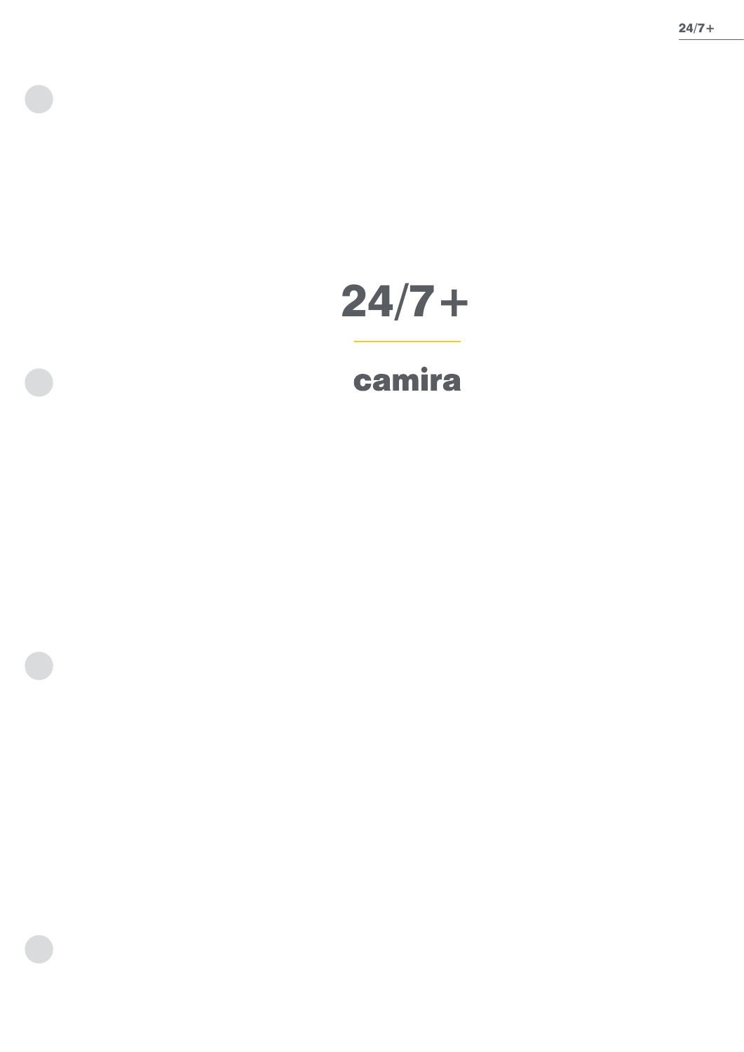# 24/7+

**camira**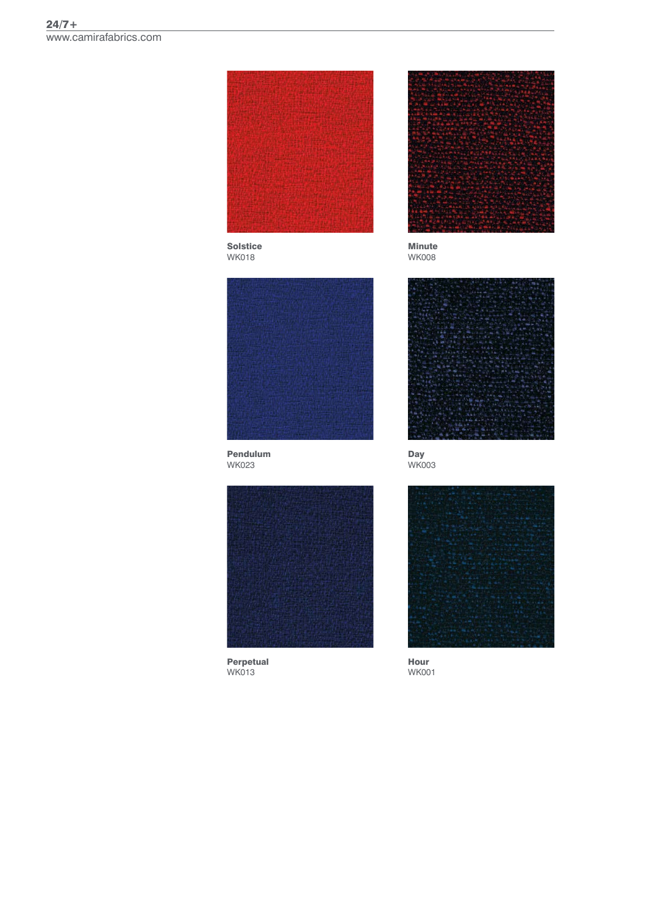**Solstice**
WK018

**Minute**
WK008

**Pendulum**
WK023

**Day**
WK003

**Perpetual**
WK013

**Hour**
WK001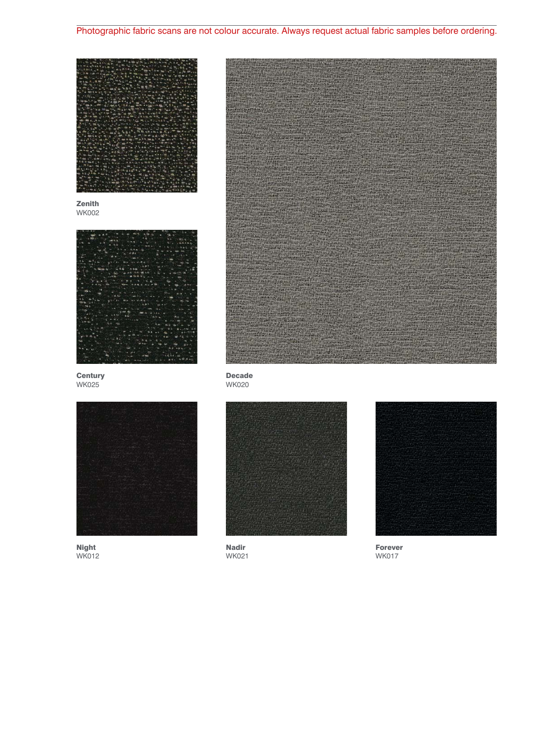Photographic fabric scans are not colour accurate. Always request actual fabric samples before ordering.

**Zenith**
WK002

**Century**
WK025

**Decade**
WK020

**Night**
WK012

**Nadir**
WK021

**Forever**
WK017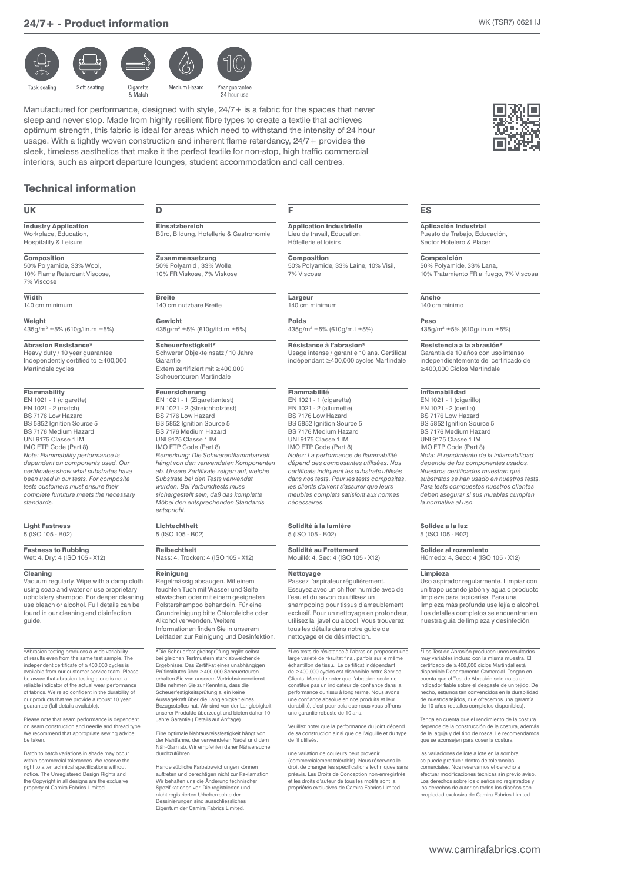# 24/7+ - Product information

WK (TSR7) 0621 IJ

Task seating

Soft seating

Cigarette & Match

Medium Hazard

Year guarantee 24 hour use

Manufactured for performance, designed with style, 24/7+ is a fabric for the spaces that never sleep and never stop. Made from highly resilient fibre types to create a textile that achieves optimum strength, this fabric is ideal for areas which need to withstand the intensity of 24 hour usage. With a tightly woven construction and inherent flame retardancy, 24/7+ provides the sleek, timeless aesthetics that make it the perfect textile for non-stop, high traffic commercial interiors, such as airport departure lounges, student accommodation and call centres.

## Technical information

### UK

**Industry Application**
Workplace, Education, Hospitality & Leisure

**Composition**
50% Polyamide, 33% Wool, 10% Flame Retardant Viscose, 7% Viscose

**Width**
140 cm minimum

**Weight**
435g/m² ±5% (610g/lin.m ±5%)

**Abrasion Resistance***
Heavy duty / 10 year guarantee
Independently certified to ≥400,000 Martindale cycles

**Flammability**
EN 1021 - 1 (cigarette)
EN 1021 - 2 (match)
BS 7176 Low Hazard
BS 5852 Ignition Source 5
BS 7176 Medium Hazard
UNI 9175 Classe 1 IM
IMO FTP Code (Part 8)
*Note: Flammability performance is dependent on components used. Our certificates show what substrates have been used in our tests. For composite tests customers must ensure their complete furniture meets the necessary standards.*

**Light Fastness**
5 (ISO 105 - B02)

**Fastness to Rubbing**
Wet: 4, Dry: 4 (ISO 105 - X12)

**Cleaning**
Vacuum regularly. Wipe with a damp cloth using soap and water or use proprietary upholstery shampoo. For deeper cleaning use bleach or alcohol. Full details can be found in our cleaning and disinfection guide.

*Abrasion testing produces a wide variability of results even from the same test sample. The independent certificate of ≥400,000 cycles is available from our customer service team. Please be aware that abrasion testing alone is not a reliable indicator of the actual wear performance of fabrics. We're so confident in the durability of our products that we provide a robust 10 year guarantee (full details available).

Please note that seam performance is dependent on seam construction and needle and thread type. We recommend that appropriate sewing advice be taken.

Batch to batch variations in shade may occur within commercial tolerances. We reserve the right to alter technical specifications without notice. The Unregistered Design Rights and the Copyright in all designs are the exclusive property of Camira Fabrics Limited.

### D

**Einsatzbereich**
Büro, Bildung, Hotellerie & Gastronomie

**Zusammensetzung**
50% Polyamid , 33% Wolle, 10% FR Viskose, 7% Viskose

**Breite**
140 cm nutzbare Breite

**Gewicht**
435g/m² ±5% (610g/lfd.m ±5%)

**Scheuerfestigkeit***
Schwerer Objekteinsatz / 10 Jahre Garantie
Extern zertifiziert mit ≥400,000 Scheuertouren Martindale

**Feuersicherung**
EN 1021 - 1 (Zigarettentest)
EN 1021 - 2 (Streichholztest)
BS 7176 Low Hazard
BS 5852 Ignition Source 5
BS 7176 Medium Hazard
UNI 9175 Classe 1 IM
IMO FTP Code (Part 8)
*Bemerkung: Die Schwerentflammbarkeit hängt von den verwendeten Komponenten ab. Unsere Zertifikate zeigen auf, welche Substrate bei den Tests verwendet wurden. Bei Verbundtests muss sichergestellt sein, daß das komplette Möbel den entsprechenden Standards entspricht.*

**Lichtechtheit**
5 (ISO 105 - B02)

**Reibechtheit**
Nass: 4, Trocken: 4 (ISO 105 - X12)

**Reinigung**
Regelmässig absaugen. Mit einem feuchten Tuch mit Wasser und Seife abwischen oder mit einem geeigneten Polstershampoo behandeln. Für eine Grundreinigung bitte Chlorbleiche oder Alkohol verwenden. Weitere Informationen finden Sie in unserem Leitfaden zur Reinigung und Desinfektion.

*Die Scheuerfestigkeitsprüfung ergibt selbst bei gleichen Testmustern stark abweichende Ergebnisse. Das Zertifikat eines unabhängigen Prüfinstitutes über ≥400,000 Scheuertouren erhalten Sie von unserem Vertriebsinnendienst. Bitte nehmen Sie zur Kenntnis, dass die Scheuerfestigkeitsprüfung allein keine Aussagekraft über die Langlebigkeit eines Bezugsstoffes hat. Wir sind von der Langlebigkeit unserer Produkte überzeugt und bieten daher 10 Jahre Garantie ( Details auf Anfrage).

Eine optimale Nahtausreissfestigkeit hängt von der Nahtfahne, der verwendeten Nadel und dem Näh-Garn ab. Wir empfehlen daher Nähversuche durchzuführen.

Handelsübliche Farbabweichungen können auftreten und berechtigen nicht zur Reklamation. Wir behalten uns die Änderung technischer Spezifikationen vor. Die registrierten und nicht registrierten Urheberrechte der Dessinierungen sind ausschliessliches Eigentum der Camira Fabrics Limited.

### F

**Application industrielle**
Lieu de travail, Education, Hôtellerie et loisirs

**Composition**
50% Polyamide, 33% Laine, 10% Visil, 7% Viscose

**Largeur**
140 cm minimum

**Poids**
435g/m² ±5% (610g/m.l ±5%)

**Résistance à l'abrasion***
Usage intense / garantie 10 ans. Certificat indépendant ≥400,000 cycles Martindale

**Flammabilité**
EN 1021 - 1 (cigarette)
EN 1021 - 2 (allumette)
BS 7176 Low Hazard
BS 5852 Ignition Source 5
BS 7176 Medium Hazard
UNI 9175 Classe 1 IM
IMO FTP Code (Part 8)
*Notez: La performance de flammabilité dépend des composantes utilisées. Nos certificats indiquent les substrats utilisés dans nos tests. Pour les tests composites, les clients doivent s'assurer que leurs meubles complets satisfont aux normes nécessaires.*

**Solidité à la lumière**
5 (ISO 105 - B02)

**Solidité au Frottement**
Mouillé: 4, Sec: 4 (ISO 105 - X12)

**Nettoyage**
Passez l'aspirateur régulièrement. Essuyez avec un chiffon humide avec de l'eau et du savon ou utilisez un shampooing pour tissus d'ameublement exclusif. Pour un nettoyage en profondeur, utilisez la javel ou alcool. Vous trouverez tous les détails dans notre guide de nettoyage et de désinfection.

*Les tests de résistance à l'abrasion proposent une large variété de résultat final, parfois sur le même échantillon de tissu. Le certificat indépendant de ≥400,000 cycles est disponible notre Service Clients. Merci de noter que l'abrasion seule ne constitue pas un indicateur de confiance dans la performance du tissu à long terme. Nous avons une confiance absolue en nos produits et leur durabilité, c'est pour cela que nous vous offrons une garantie robuste de 10 ans.

Veuillez noter que la performance du joint dépend de sa construction ainsi que de l'aiguille et du type de fil utilisés.

une variation de couleurs peut provenir (commercialement tolérable). Nous réservons le droit de changer les spécifications techniques sans préavis. Les Droits de Conception non-enregistrés et les droits d'auteur de tous les motifs sont la propriétés exclusives de Camira Fabrics Limited.

### ES

**Aplicación Industrial**
Puesto de Trabajo, Educación, Sector Hotelero & Placer

**Composición**
50% Polyamide, 33% Lana, 10% Tratamiento FR al fuego, 7% Viscosa

**Ancho**
140 cm mínimo

**Peso**
435g/m² ±5% (610g/lin.m ±5%)

**Resistencia a la abrasión***
Garantía de 10 años con uso intenso independientemente del certificado de ≥400,000 Ciclos Martindale

**Inflamabilidad**
EN 1021 - 1 (cigarillo)
EN 1021 - 2 (cerilla)
BS 7176 Low Hazard
BS 5852 Ignition Source 5
BS 7176 Medium Hazard
UNI 9175 Classe 1 IM
IMO FTP Code (Part 8)
*Nota: El rendimiento de la inflamabilidad depende de los componentes usados. Nuestros certificados muestran qué substratos se han usado en nuestros tests. Para tests compuestos nuestros clientes deben asegurar si sus muebles cumplen la normativa al uso.*

**Solidez a la luz**
5 (ISO 105 - B02)

**Solidez al rozamiento**
Húmedo: 4, Seco: 4 (ISO 105 - X12)

**Limpieza**
Uso aspirador regularmente. Limpiar con un trapo usando jabón y agua o producto limpieza para tapicerías. Para una limpieza más profunda use lejía o alcohol. Los detalles completos se encuentran en nuestra guía de limpieza y desinfección.

*Los Test de Abrasión producen unos resultados muy variables incluso con la misma muestra. El certificado de ≥400,000 ciclos Martindal está disponible Departamento Comercial. Tengan en cuenta que el Test de Abrasión solo no es un indicador fiable sobre el desgaste de un tejido. De hecho, estamos tan convencidos en la durabilidad de nuestros tejidos, que ofrecemos una garantía de 10 años (detalles completos disponibles).

Tenga en cuenta que el rendimiento de la costura depende de la construcción de la costura, además de la aguja y del tipo de rosca. Le recomendamos que se aconsejen para coser la costura.

las variaciones de lote a lote en la sombra se puede producir dentro de tolerancias comerciales. Nos reservamos el derecho a efectuar modificaciones técnicas sin previo aviso. Los derechos sobre los diseños no registrados y los derechos de autor en todos los diseños son propiedad exclusiva de Camira Fabrics Limited.

www.camirafabrics.com